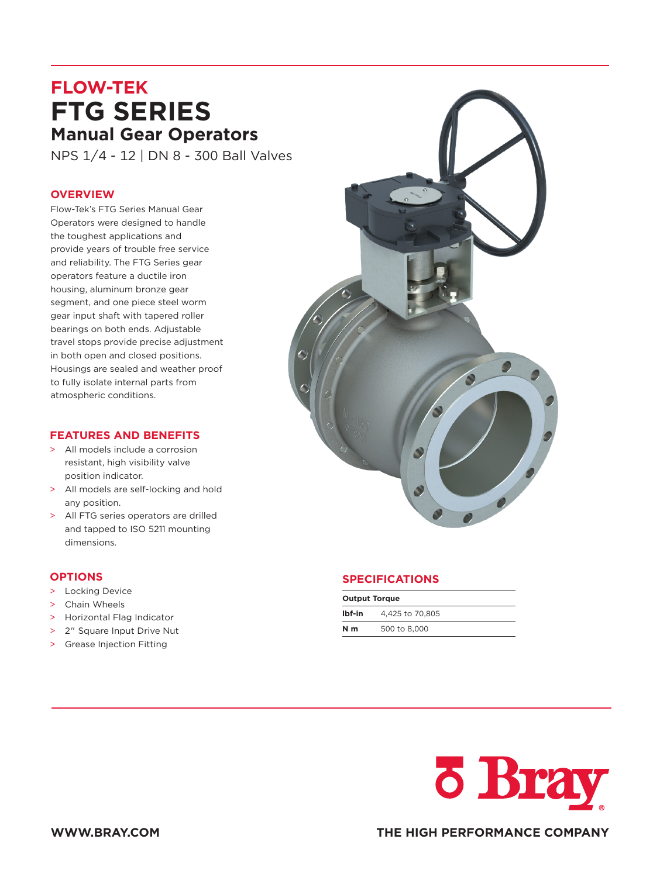# FLOW-TEK

# FTG SERIES

## Manual Gear Operators

NPS 1/4 - 12 | DN 8 - 300 Ball Valves

### OVERVIEW

Flow-Tek's FTG Series Manual Gear Operators were designed to handle the toughest applications and provide years of trouble free service and reliability. The FTG Series gear operators feature a ductile iron housing, aluminum bronze gear segment, and one piece steel worm gear input shaft with tapered roller bearings on both ends. Adjustable travel stops provide precise adjustment in both open and closed positions. Housings are sealed and weather proof to fully isolate internal parts from atmospheric conditions.

### FEATURES AND BENEFITS

- All models include a corrosion resistant, high visibility valve position indicator.
- All models are self-locking and hold any position.
- All FTG series operators are drilled and tapped to ISO 5211 mounting dimensions.

### OPTIONS

- Locking Device
- Chain Wheels
- Horizontal Flag Indicator
- 2" Square Input Drive Nut
- Grease Injection Fitting

### SPECIFICATIONS

| Output Torque | |
|---|---|
| **lbf-in** | 4,425 to 70,805 |
| **N m** | 500 to 8,000 |

WWW.BRAY.COM

THE HIGH PERFORMANCE COMPANY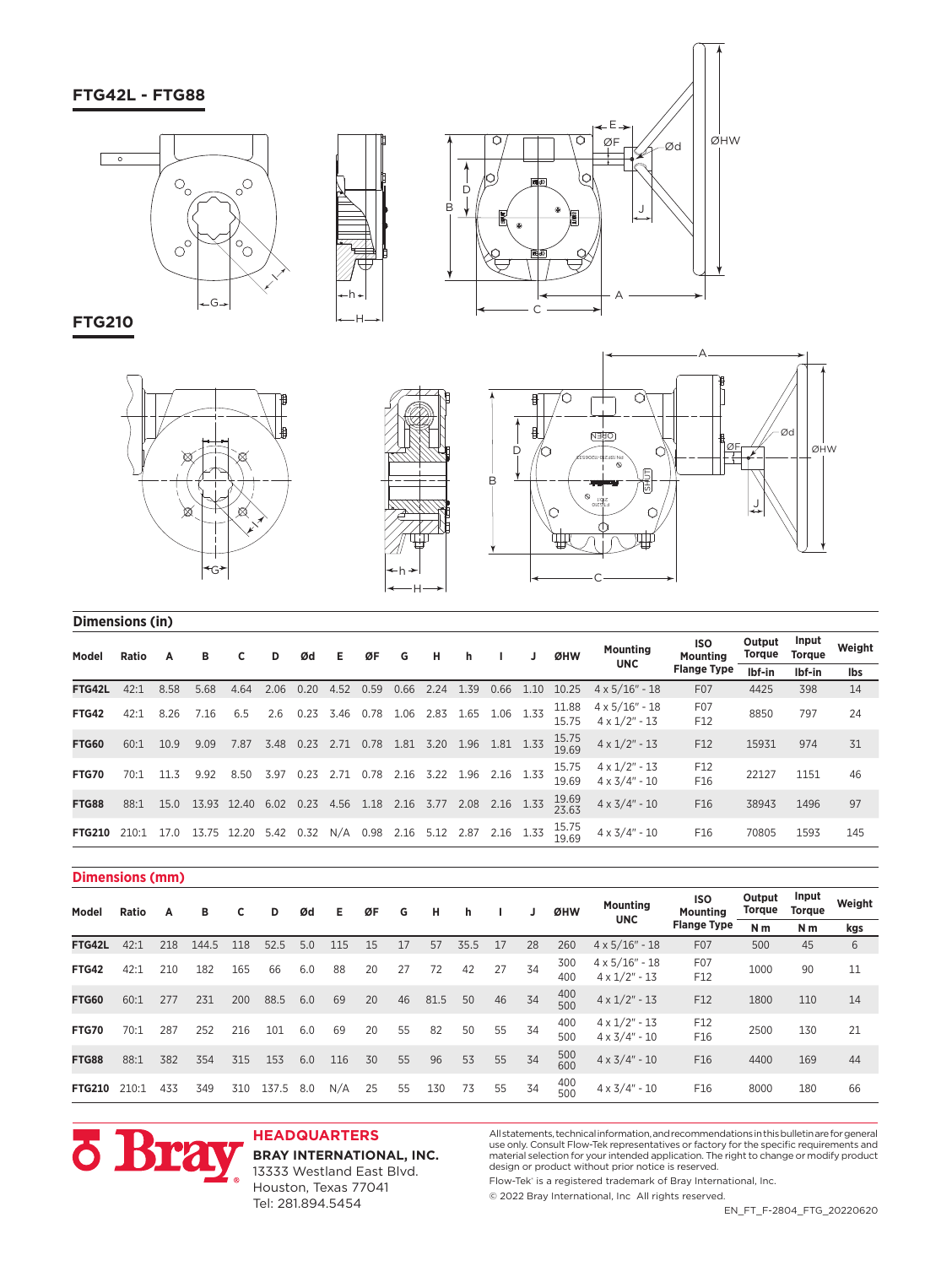## FTG42L - FTG88

## FTG210

### Dimensions (in)

| Model | Ratio | A | B | C | D | Ød | E | ØF | G | H | h | I | J | ØHW | Mounting UNC | ISO Mounting Flange Type | Output Torque | Input Torque | Weight |
|---|---|---|---|---|---|---|---|---|---|---|---|---|---|---|---|---|---|---|---|
| | | | | | | | | | | | | | | | | | lbf-in | lbf-in | lbs |
| **FTG42L** | 42:1 | 8.58 | 5.68 | 4.64 | 2.06 | 0.20 | 4.52 | 0.59 | 0.66 | 2.24 | 1.39 | 0.66 | 1.10 | 10.25 | 4 x 5/16" - 18 | F07 | 4425 | 398 | 14 |
| **FTG42** | 42:1 | 8.26 | 7.16 | 6.5 | 2.6 | 0.23 | 3.46 | 0.78 | 1.06 | 2.83 | 1.65 | 1.06 | 1.33 | 11.88<br>15.75 | 4 x 5/16" - 18<br>4 x 1/2" - 13 | F07<br>F12 | 8850 | 797 | 24 |
| **FTG60** | 60:1 | 10.9 | 9.09 | 7.87 | 3.48 | 0.23 | 2.71 | 0.78 | 1.81 | 3.20 | 1.96 | 1.81 | 1.33 | 15.75<br>19.69 | 4 x 1/2" - 13 | F12 | 15931 | 974 | 31 |
| **FTG70** | 70:1 | 11.3 | 9.92 | 8.50 | 3.97 | 0.23 | 2.71 | 0.78 | 2.16 | 3.22 | 1.96 | 2.16 | 1.33 | 15.75<br>19.69 | 4 x 1/2" - 13<br>4 x 3/4" - 10 | F12<br>F16 | 22127 | 1151 | 46 |
| **FTG88** | 88:1 | 15.0 | 13.93 | 12.40 | 6.02 | 0.23 | 4.56 | 1.18 | 2.16 | 3.77 | 2.08 | 2.16 | 1.33 | 19.69<br>23.63 | 4 x 3/4" - 10 | F16 | 38943 | 1496 | 97 |
| **FTG210** | 210:1 | 17.0 | 13.75 | 12.20 | 5.42 | 0.32 | N/A | 0.98 | 2.16 | 5.12 | 2.87 | 2.16 | 1.33 | 15.75<br>19.69 | 4 x 3/4" - 10 | F16 | 70805 | 1593 | 145 |

### Dimensions (mm)

| Model | Ratio | A | B | C | D | Ød | E | ØF | G | H | h | I | J | ØHW | Mounting UNC | ISO Mounting Flange Type | Output Torque | Input Torque | Weight |
|---|---|---|---|---|---|---|---|---|---|---|---|---|---|---|---|---|---|---|---|
| | | | | | | | | | | | | | | | | | N m | N m | kgs |
| **FTG42L** | 42:1 | 218 | 144.5 | 118 | 52.5 | 5.0 | 115 | 15 | 17 | 57 | 35.5 | 17 | 28 | 260 | 4 x 5/16" - 18 | F07 | 500 | 45 | 6 |
| **FTG42** | 42:1 | 210 | 182 | 165 | 66 | 6.0 | 88 | 20 | 27 | 72 | 42 | 27 | 34 | 300<br>400 | 4 x 5/16" - 18<br>4 x 1/2" - 13 | F07<br>F12 | 1000 | 90 | 11 |
| **FTG60** | 60:1 | 277 | 231 | 200 | 88.5 | 6.0 | 69 | 20 | 46 | 81.5 | 50 | 46 | 34 | 400<br>500 | 4 x 1/2" - 13 | F12 | 1800 | 110 | 14 |
| **FTG70** | 70:1 | 287 | 252 | 216 | 101 | 6.0 | 69 | 20 | 55 | 82 | 50 | 55 | 34 | 400<br>500 | 4 x 1/2" - 13<br>4 x 3/4" - 10 | F12<br>F16 | 2500 | 130 | 21 |
| **FTG88** | 88:1 | 382 | 354 | 315 | 153 | 6.0 | 116 | 30 | 55 | 96 | 53 | 55 | 34 | 500<br>600 | 4 x 3/4" - 10 | F16 | 4400 | 169 | 44 |
| **FTG210** | 210:1 | 433 | 349 | 310 | 137.5 | 8.0 | N/A | 25 | 55 | 130 | 73 | 55 | 34 | 400<br>500 | 4 x 3/4" - 10 | F16 | 8000 | 180 | 66 |

**HEADQUARTERS**
**BRAY INTERNATIONAL, INC.**
13333 Westland East Blvd.
Houston, Texas 77041
Tel: 281.894.5454

All statements, technical information, and recommendations in this bulletin are for general use only. Consult Flow-Tek representatives or factory for the specific requirements and material selection for your intended application. The right to change or modify product design or product without prior notice is reserved.

Flow-Tek® is a registered trademark of Bray International, Inc.

© 2022 Bray International, Inc All rights reserved.

EN_FT_F-2804_FTG_20220620